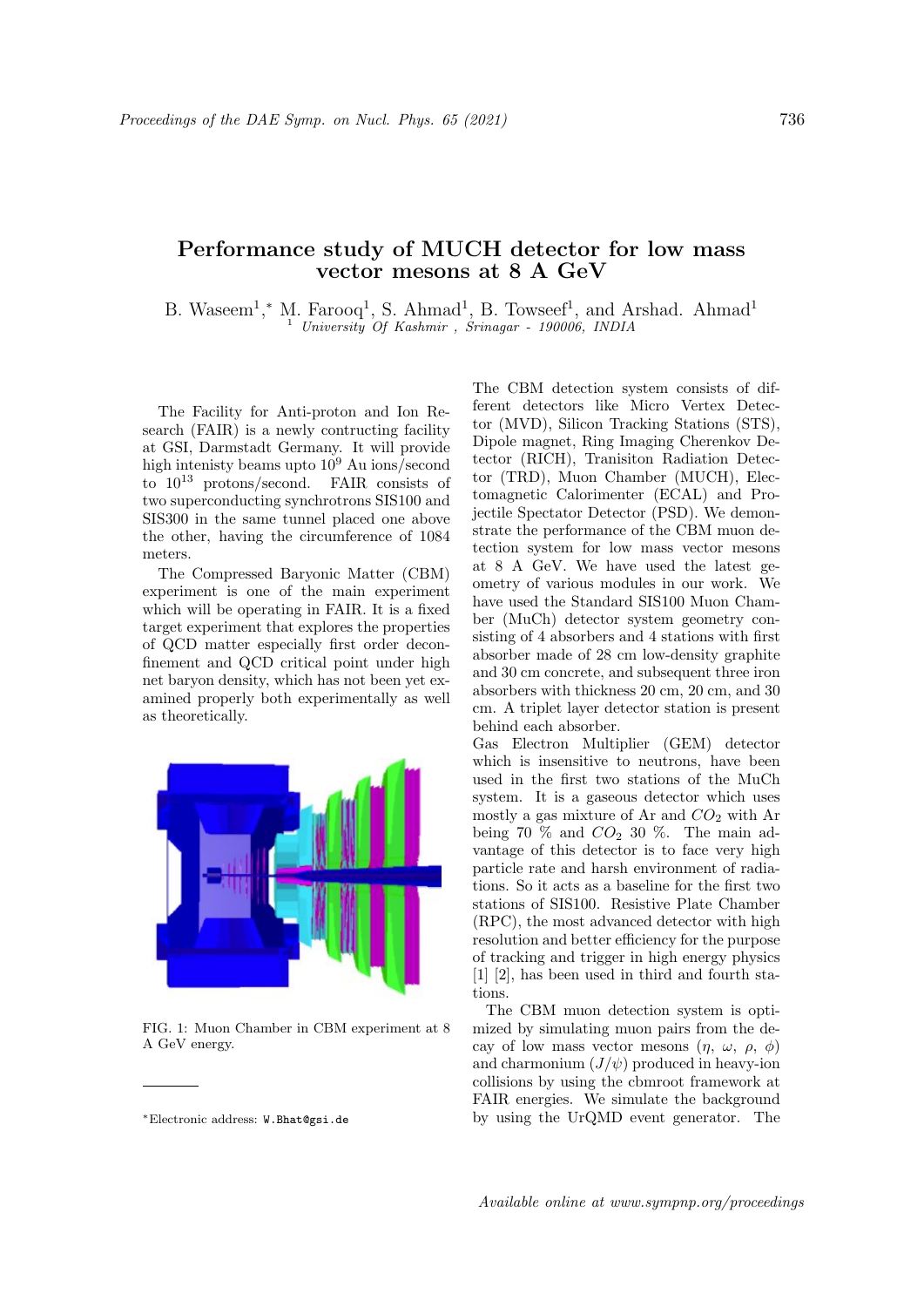# Performance study of MUCH detector for low mass vector mesons at 8 A GeV

B. Waseem[1],* M. Farooq[1], S. Ahmad[1], B. Towseef[1], and Arshad. Ahmad[1]

[1] *University Of Kashmir , Srinagar - 190006, INDIA*

The Facility for Anti-proton and Ion Research (FAIR) is a newly contructing facility at GSI, Darmstadt Germany. It will provide high intenisty beams upto $10^9$ Au ions/second to $10^{13}$ protons/second. FAIR consists of two superconducting synchrotrons SIS100 and SIS300 in the same tunnel placed one above the other, having the circumference of 1084 meters.

The Compressed Baryonic Matter (CBM) experiment is one of the main experiment which will be operating in FAIR. It is a fixed target experiment that explores the properties of QCD matter especially first order deconfinement and QCD critical point under high net baryon density, which has not been yet examined properly both experimentally as well as theoretically.

FIG. 1: Muon Chamber in CBM experiment at 8 A GeV energy.

The CBM detection system consists of different detectors like Micro Vertex Detector (MVD), Silicon Tracking Stations (STS), Dipole magnet, Ring Imaging Cherenkov Detector (RICH), Tranisiton Radiation Detector (TRD), Muon Chamber (MUCH), Electomagnetic Calorimenter (ECAL) and Projectile Spectator Detector (PSD). We demonstrate the performance of the CBM muon detection system for low mass vector mesons at 8 A GeV. We have used the latest geometry of various modules in our work. We have used the Standard SIS100 Muon Chamber (MuCh) detector system geometry consisting of 4 absorbers and 4 stations with first absorber made of 28 cm low-density graphite and 30 cm concrete, and subsequent three iron absorbers with thickness 20 cm, 20 cm, and 30 cm. A triplet layer detector station is present behind each absorber.

Gas Electron Multiplier (GEM) detector which is insensitive to neutrons, have been used in the first two stations of the MuCh system. It is a gaseous detector which uses mostly a gas mixture of Ar and $CO_2$ with Ar being 70 % and $CO_2$ 30 %. The main advantage of this detector is to face very high particle rate and harsh environment of radiations. So it acts as a baseline for the first two stations of SIS100. Resistive Plate Chamber (RPC), the most advanced detector with high resolution and better efficiency for the purpose of tracking and trigger in high energy physics [1] [2], has been used in third and fourth stations.

The CBM muon detection system is optimized by simulating muon pairs from the decay of low mass vector mesons ($\eta$, $\omega$, $\rho$, $\phi$) and charmonium ($J/\psi$) produced in heavy-ion collisions by using the cbmroot framework at FAIR energies. We simulate the background by using the UrQMD event generator. The

*Electronic address: W.Bhat@gsi.de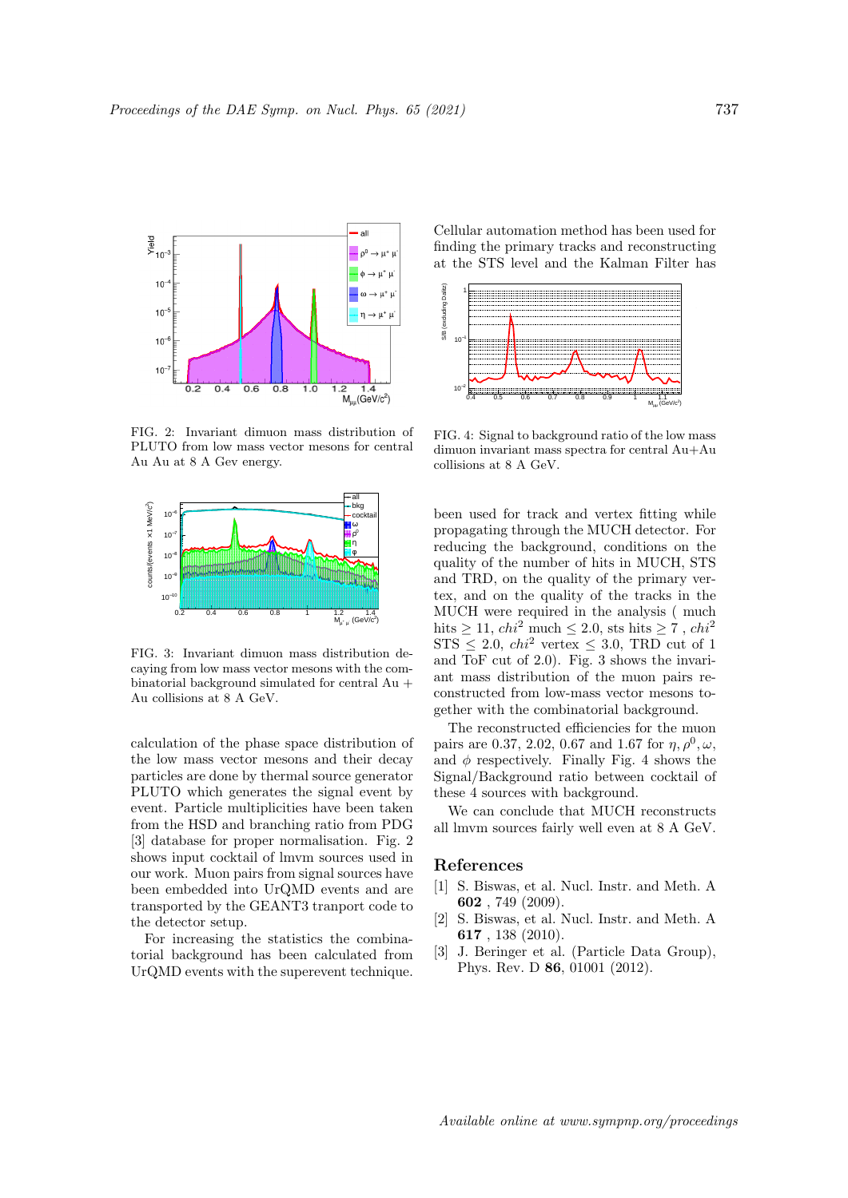Yield

all

$\rho^0 \to \mu^+ \mu^-$

$\phi \to \mu^+ \mu^-$

$\omega \to \mu^+ \mu^-$

$\eta \to \mu^+ \mu^-$

$10^{-3}$ $10^{-4}$ $10^{-5}$ $10^{-6}$ $10^{-7}$

0.2 0.4 0.6 0.8 1.0 1.2 1.4

$M_{\mu\mu}(GeV/c^2)$

FIG. 2: Invariant dimuon mass distribution of PLUTO from low mass vector mesons for central Au Au at 8 A Gev energy.

counts/(events x1 MeV/$c^2$)

all

bkg

cocktail

$\omega$

$\rho^0$

$\eta$

$\phi$

$10^{-6}$ $10^{-7}$ $10^{-8}$ $10^{-9}$ $10^{-10}$

0.2 0.4 0.6 0.8 1 1.2 1.4

$M_{\mu^+\mu^-}$ (GeV/$c^2$)

FIG. 3: Invariant dimuon mass distribution decaying from low mass vector mesons with the combinatorial background simulated for central Au + Au collisions at 8 A GeV.

calculation of the phase space distribution of the low mass vector mesons and their decay particles are done by thermal source generator PLUTO which generates the signal event by event. Particle multiplicities have been taken from the HSD and branching ratio from PDG [3] database for proper normalisation. Fig. 2 shows input cocktail of lmvm sources used in our work. Muon pairs from signal sources have been embedded into UrQMD events and are transported by the GEANT3 tranport code to the detector setup.

For increasing the statistics the combinatorial background has been calculated from UrQMD events with the superevent technique.

Cellular automation method has been used for finding the primary tracks and reconstructing at the STS level and the Kalman Filter has

S/B (excluding Dalitz)

1 $10^{-1}$ $10^{-2}$

0.4 0.5 0.6 0.7 0.8 0.9 1 1.1

$M_{\mu\mu}$ (GeV/$c^2$)

FIG. 4: Signal to background ratio of the low mass dimuon invariant mass spectra for central Au+Au collisions at 8 A GeV.

been used for track and vertex fitting while propagating through the MUCH detector. For reducing the background, conditions on the quality of the number of hits in MUCH, STS and TRD, on the quality of the primary vertex, and on the quality of the tracks in the MUCH were required in the analysis ( much hits $\geq 11$, $chi^2$ much $\leq 2.0$, sts hits $\geq 7$ , $chi^2$ STS $\leq 2.0$, $chi^2$ vertex $\leq 3.0$, TRD cut of 1 and ToF cut of 2.0). Fig. 3 shows the invariant mass distribution of the muon pairs reconstructed from low-mass vector mesons together with the combinatorial background.

The reconstructed efficiencies for the muon pairs are 0.37, 2.02, 0.67 and 1.67 for $\eta, \rho^0, \omega$, and $\phi$ respectively. Finally Fig. 4 shows the Signal/Background ratio between cocktail of these 4 sources with background.

We can conclude that MUCH reconstructs all lmvm sources fairly well even at 8 A GeV.

## References

[1] S. Biswas, et al. Nucl. Instr. and Meth. A **602** , 749 (2009).

[2] S. Biswas, et al. Nucl. Instr. and Meth. A **617** , 138 (2010).

[3] J. Beringer et al. (Particle Data Group), Phys. Rev. D **86**, 01001 (2012).